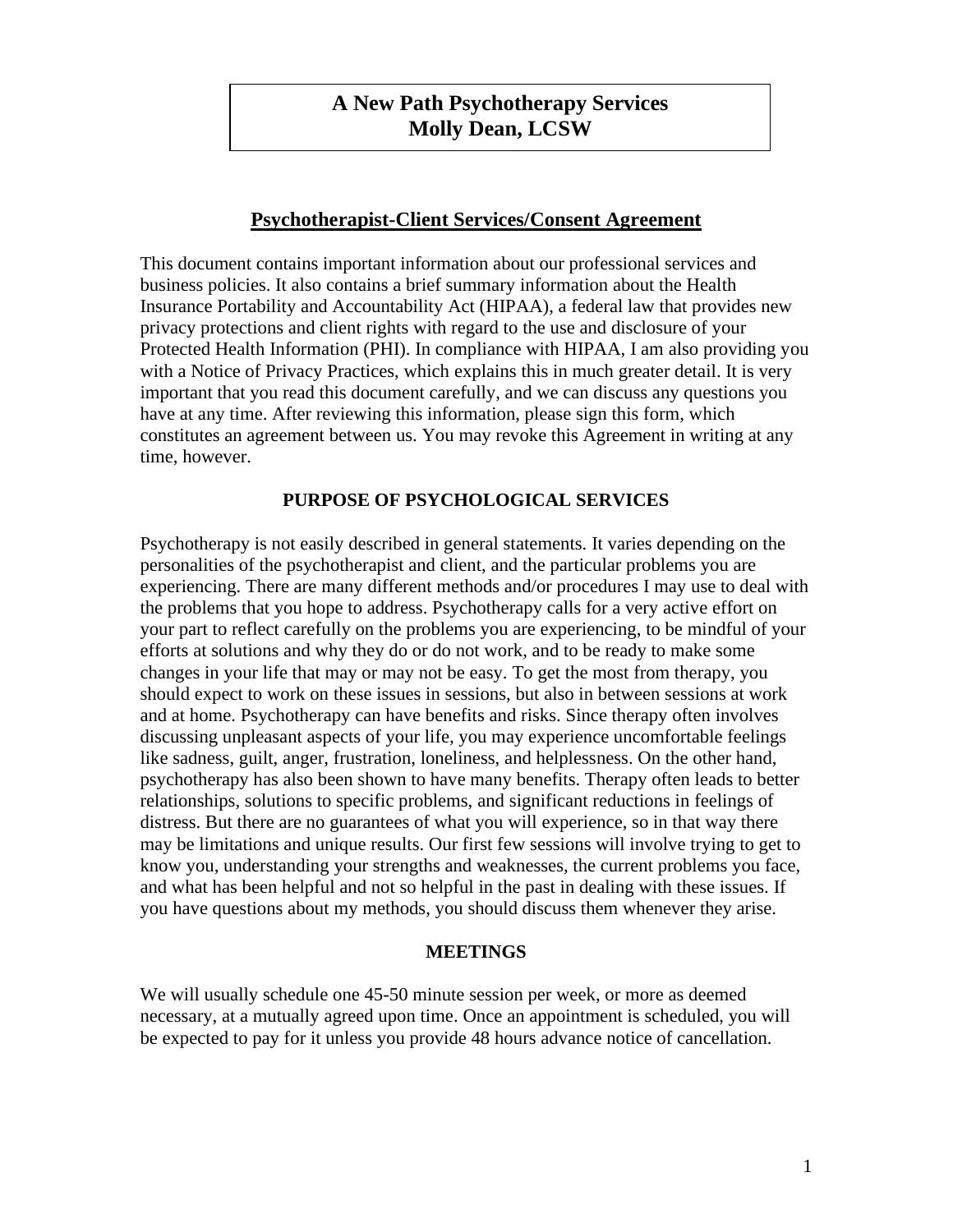# A New Path Psychotherapy Services
# Molly Dean, LCSW

## Psychotherapist-Client Services/Consent Agreement

This document contains important information about our professional services and business policies. It also contains a brief summary information about the Health Insurance Portability and Accountability Act (HIPAA), a federal law that provides new privacy protections and client rights with regard to the use and disclosure of your Protected Health Information (PHI). In compliance with HIPAA, I am also providing you with a Notice of Privacy Practices, which explains this in much greater detail. It is very important that you read this document carefully, and we can discuss any questions you have at any time. After reviewing this information, please sign this form, which constitutes an agreement between us. You may revoke this Agreement in writing at any time, however.

### PURPOSE OF PSYCHOLOGICAL SERVICES

Psychotherapy is not easily described in general statements. It varies depending on the personalities of the psychotherapist and client, and the particular problems you are experiencing. There are many different methods and/or procedures I may use to deal with the problems that you hope to address. Psychotherapy calls for a very active effort on your part to reflect carefully on the problems you are experiencing, to be mindful of your efforts at solutions and why they do or do not work, and to be ready to make some changes in your life that may or may not be easy. To get the most from therapy, you should expect to work on these issues in sessions, but also in between sessions at work and at home. Psychotherapy can have benefits and risks. Since therapy often involves discussing unpleasant aspects of your life, you may experience uncomfortable feelings like sadness, guilt, anger, frustration, loneliness, and helplessness. On the other hand, psychotherapy has also been shown to have many benefits. Therapy often leads to better relationships, solutions to specific problems, and significant reductions in feelings of distress. But there are no guarantees of what you will experience, so in that way there may be limitations and unique results. Our first few sessions will involve trying to get to know you, understanding your strengths and weaknesses, the current problems you face, and what has been helpful and not so helpful in the past in dealing with these issues. If you have questions about my methods, you should discuss them whenever they arise.

### MEETINGS

We will usually schedule one 45-50 minute session per week, or more as deemed necessary, at a mutually agreed upon time. Once an appointment is scheduled, you will be expected to pay for it unless you provide 48 hours advance notice of cancellation.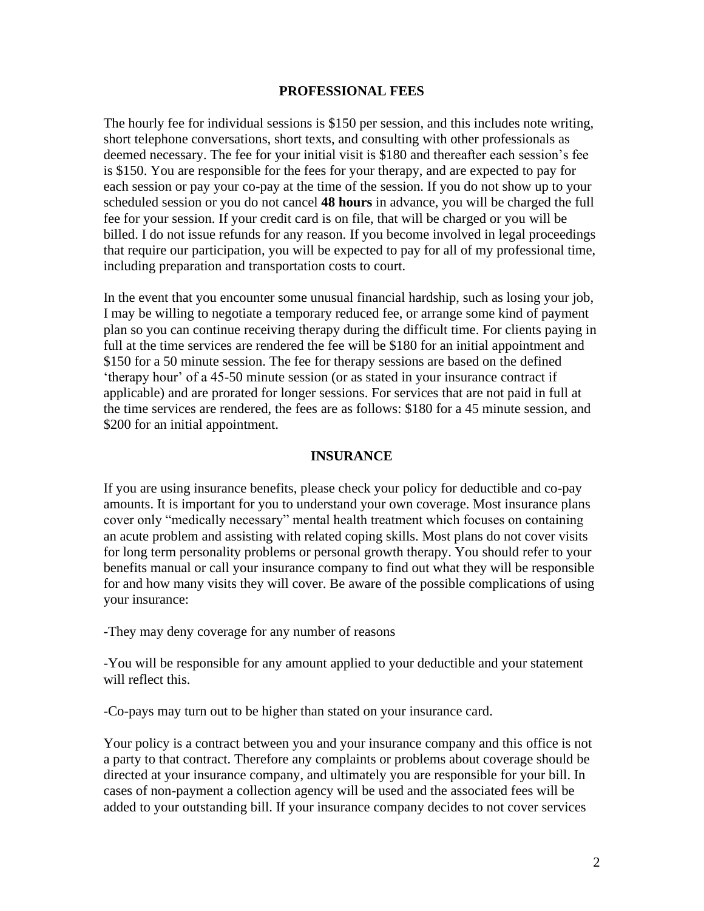## PROFESSIONAL FEES

The hourly fee for individual sessions is $150 per session, and this includes note writing, short telephone conversations, short texts, and consulting with other professionals as deemed necessary. The fee for your initial visit is $180 and thereafter each session's fee is $150. You are responsible for the fees for your therapy, and are expected to pay for each session or pay your co-pay at the time of the session. If you do not show up to your scheduled session or you do not cancel **48 hours** in advance, you will be charged the full fee for your session. If your credit card is on file, that will be charged or you will be billed. I do not issue refunds for any reason. If you become involved in legal proceedings that require our participation, you will be expected to pay for all of my professional time, including preparation and transportation costs to court.

In the event that you encounter some unusual financial hardship, such as losing your job, I may be willing to negotiate a temporary reduced fee, or arrange some kind of payment plan so you can continue receiving therapy during the difficult time. For clients paying in full at the time services are rendered the fee will be $180 for an initial appointment and $150 for a 50 minute session. The fee for therapy sessions are based on the defined 'therapy hour' of a 45-50 minute session (or as stated in your insurance contract if applicable) and are prorated for longer sessions. For services that are not paid in full at the time services are rendered, the fees are as follows: $180 for a 45 minute session, and $200 for an initial appointment.

## INSURANCE

If you are using insurance benefits, please check your policy for deductible and co-pay amounts. It is important for you to understand your own coverage. Most insurance plans cover only "medically necessary" mental health treatment which focuses on containing an acute problem and assisting with related coping skills. Most plans do not cover visits for long term personality problems or personal growth therapy. You should refer to your benefits manual or call your insurance company to find out what they will be responsible for and how many visits they will cover. Be aware of the possible complications of using your insurance:

-They may deny coverage for any number of reasons

-You will be responsible for any amount applied to your deductible and your statement will reflect this.

-Co-pays may turn out to be higher than stated on your insurance card.

Your policy is a contract between you and your insurance company and this office is not a party to that contract. Therefore any complaints or problems about coverage should be directed at your insurance company, and ultimately you are responsible for your bill. In cases of non-payment a collection agency will be used and the associated fees will be added to your outstanding bill. If your insurance company decides to not cover services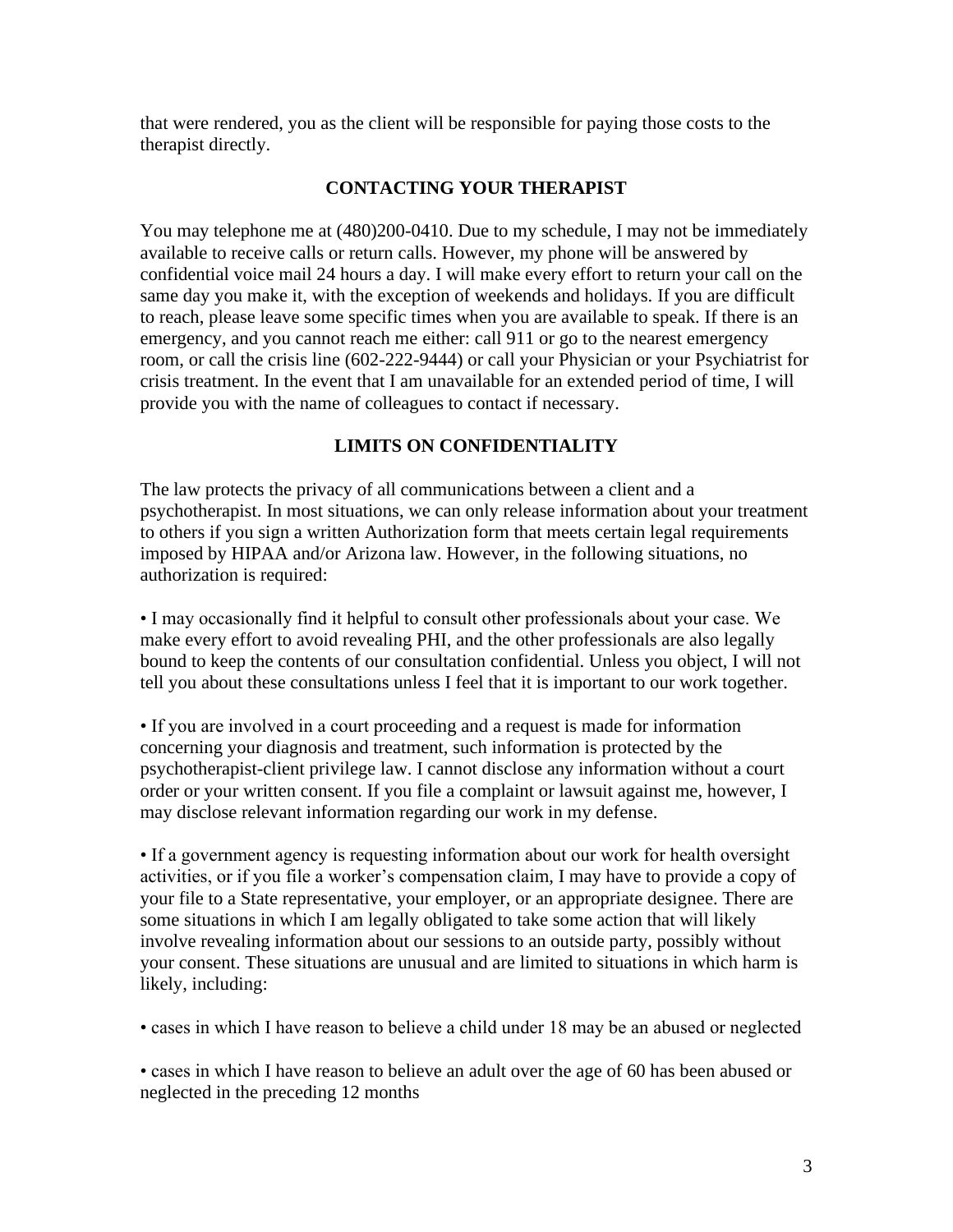that were rendered, you as the client will be responsible for paying those costs to the therapist directly.

## CONTACTING YOUR THERAPIST

You may telephone me at (480)200-0410. Due to my schedule, I may not be immediately available to receive calls or return calls. However, my phone will be answered by confidential voice mail 24 hours a day. I will make every effort to return your call on the same day you make it, with the exception of weekends and holidays. If you are difficult to reach, please leave some specific times when you are available to speak. If there is an emergency, and you cannot reach me either: call 911 or go to the nearest emergency room, or call the crisis line (602-222-9444) or call your Physician or your Psychiatrist for crisis treatment. In the event that I am unavailable for an extended period of time, I will provide you with the name of colleagues to contact if necessary.

## LIMITS ON CONFIDENTIALITY

The law protects the privacy of all communications between a client and a psychotherapist. In most situations, we can only release information about your treatment to others if you sign a written Authorization form that meets certain legal requirements imposed by HIPAA and/or Arizona law. However, in the following situations, no authorization is required:

• I may occasionally find it helpful to consult other professionals about your case. We make every effort to avoid revealing PHI, and the other professionals are also legally bound to keep the contents of our consultation confidential. Unless you object, I will not tell you about these consultations unless I feel that it is important to our work together.

• If you are involved in a court proceeding and a request is made for information concerning your diagnosis and treatment, such information is protected by the psychotherapist-client privilege law. I cannot disclose any information without a court order or your written consent. If you file a complaint or lawsuit against me, however, I may disclose relevant information regarding our work in my defense.

• If a government agency is requesting information about our work for health oversight activities, or if you file a worker's compensation claim, I may have to provide a copy of your file to a State representative, your employer, or an appropriate designee. There are some situations in which I am legally obligated to take some action that will likely involve revealing information about our sessions to an outside party, possibly without your consent. These situations are unusual and are limited to situations in which harm is likely, including:

• cases in which I have reason to believe a child under 18 may be an abused or neglected

• cases in which I have reason to believe an adult over the age of 60 has been abused or neglected in the preceding 12 months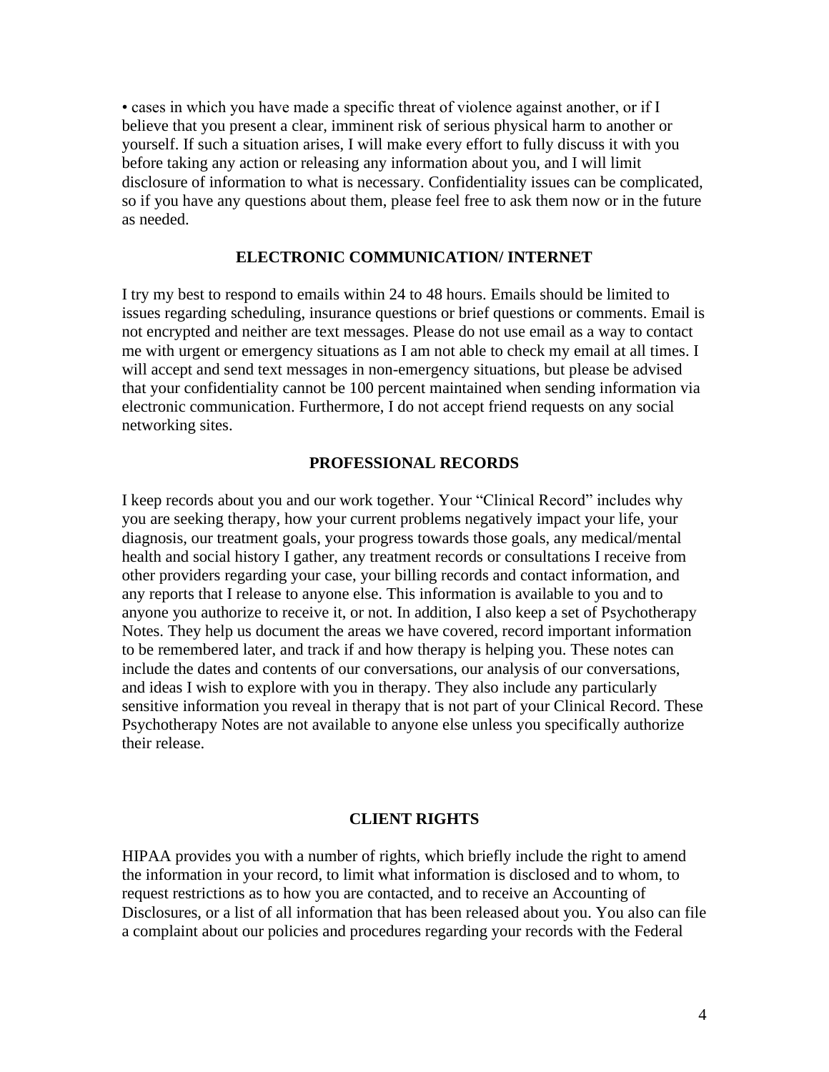- cases in which you have made a specific threat of violence against another, or if I believe that you present a clear, imminent risk of serious physical harm to another or yourself. If such a situation arises, I will make every effort to fully discuss it with you before taking any action or releasing any information about you, and I will limit disclosure of information to what is necessary. Confidentiality issues can be complicated, so if you have any questions about them, please feel free to ask them now or in the future as needed.

## ELECTRONIC COMMUNICATION/ INTERNET

I try my best to respond to emails within 24 to 48 hours. Emails should be limited to issues regarding scheduling, insurance questions or brief questions or comments. Email is not encrypted and neither are text messages. Please do not use email as a way to contact me with urgent or emergency situations as I am not able to check my email at all times. I will accept and send text messages in non-emergency situations, but please be advised that your confidentiality cannot be 100 percent maintained when sending information via electronic communication. Furthermore, I do not accept friend requests on any social networking sites.

## PROFESSIONAL RECORDS

I keep records about you and our work together. Your "Clinical Record" includes why you are seeking therapy, how your current problems negatively impact your life, your diagnosis, our treatment goals, your progress towards those goals, any medical/mental health and social history I gather, any treatment records or consultations I receive from other providers regarding your case, your billing records and contact information, and any reports that I release to anyone else. This information is available to you and to anyone you authorize to receive it, or not. In addition, I also keep a set of Psychotherapy Notes. They help us document the areas we have covered, record important information to be remembered later, and track if and how therapy is helping you. These notes can include the dates and contents of our conversations, our analysis of our conversations, and ideas I wish to explore with you in therapy. They also include any particularly sensitive information you reveal in therapy that is not part of your Clinical Record. These Psychotherapy Notes are not available to anyone else unless you specifically authorize their release.

## CLIENT RIGHTS

HIPAA provides you with a number of rights, which briefly include the right to amend the information in your record, to limit what information is disclosed and to whom, to request restrictions as to how you are contacted, and to receive an Accounting of Disclosures, or a list of all information that has been released about you. You also can file a complaint about our policies and procedures regarding your records with the Federal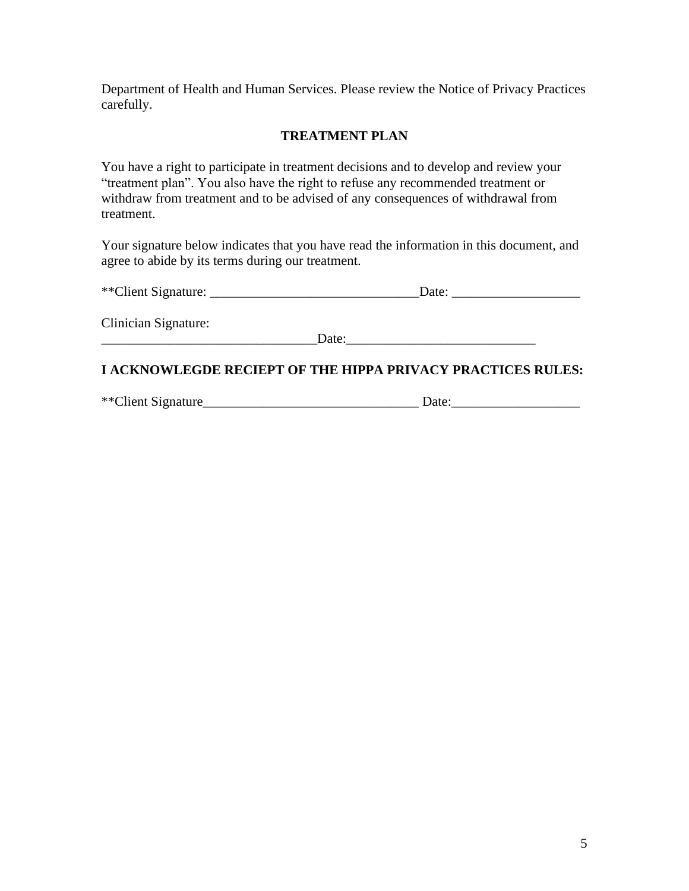Department of Health and Human Services. Please review the Notice of Privacy Practices carefully.

**TREATMENT PLAN**

You have a right to participate in treatment decisions and to develop and review your "treatment plan". You also have the right to refuse any recommended treatment or withdraw from treatment and to be advised of any consequences of withdrawal from treatment.

Your signature below indicates that you have read the information in this document, and agree to abide by its terms during our treatment.

**Client Signature: _______________________________Date: ___________________

Clinician Signature:
________________________________Date:___________________________

**I ACKNOWLEGDE RECIEPT OF THE HIPPA PRIVACY PRACTICES RULES:**

**Client Signature________________________________ Date:___________________